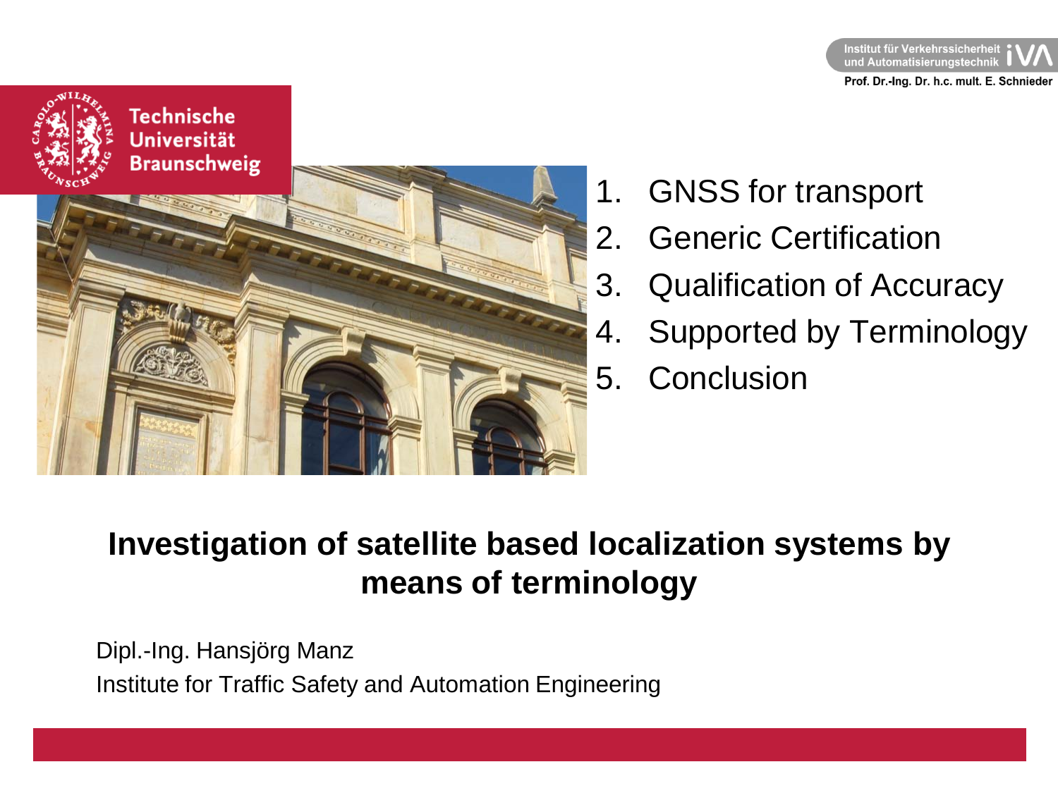Institut für Verkehrssicherheit und Automatisierungstechnik

Prof. Dr.-Ing. Dr. h.c. mult. E. Schnieder

Technische Universität Braunschweig

1. GNSS for transport
2. Generic Certification
3. Qualification of Accuracy
4. Supported by Terminology
5. Conclusion

# Investigation of satellite based localization systems by means of terminology

Dipl.-Ing. Hansjörg Manz

Institute for Traffic Safety and Automation Engineering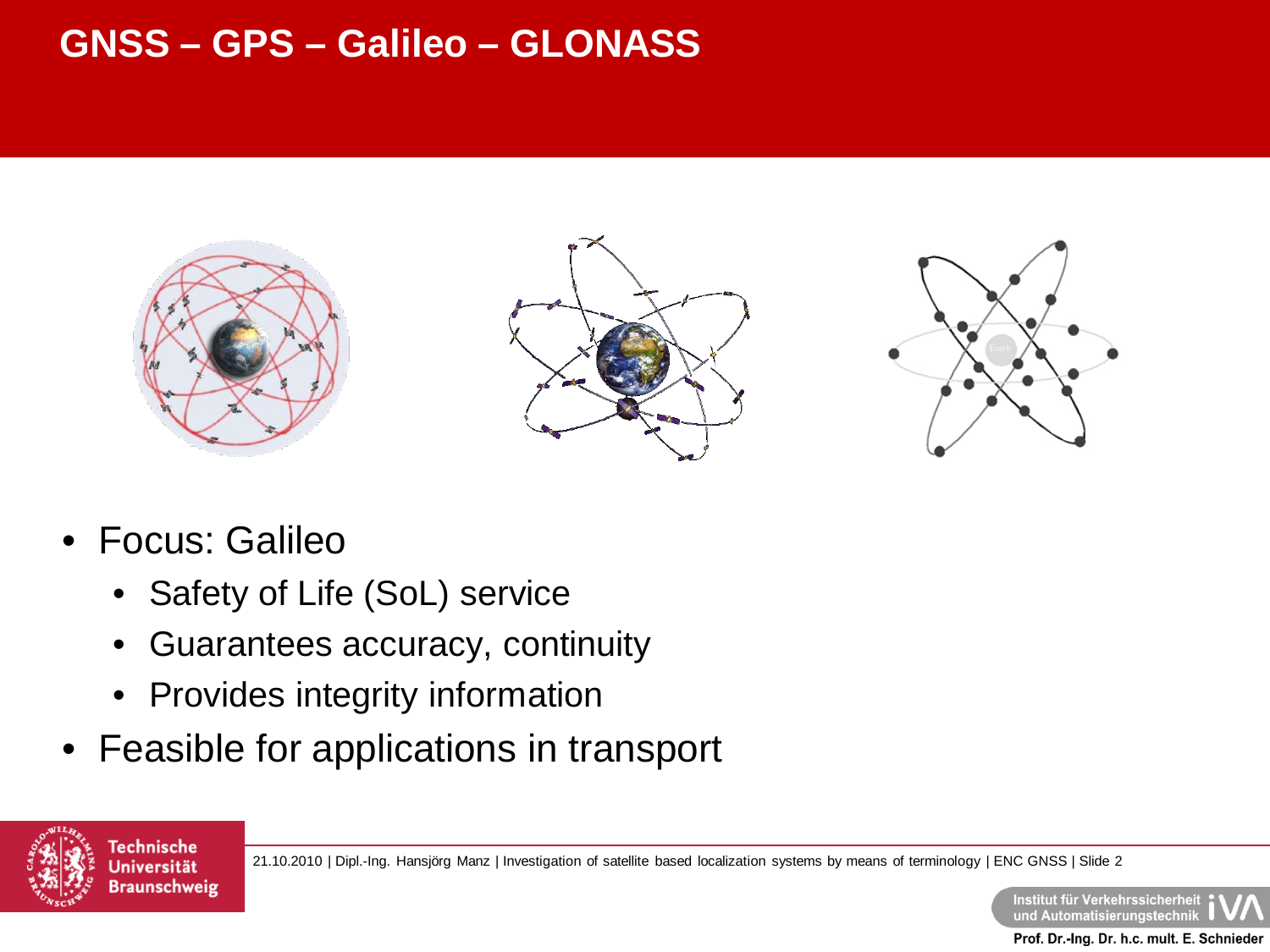# GNSS – GPS – Galileo – GLONASS

- Focus: Galileo
  - Safety of Life (SoL) service
  - Guarantees accuracy, continuity
  - Provides integrity information
- Feasible for applications in transport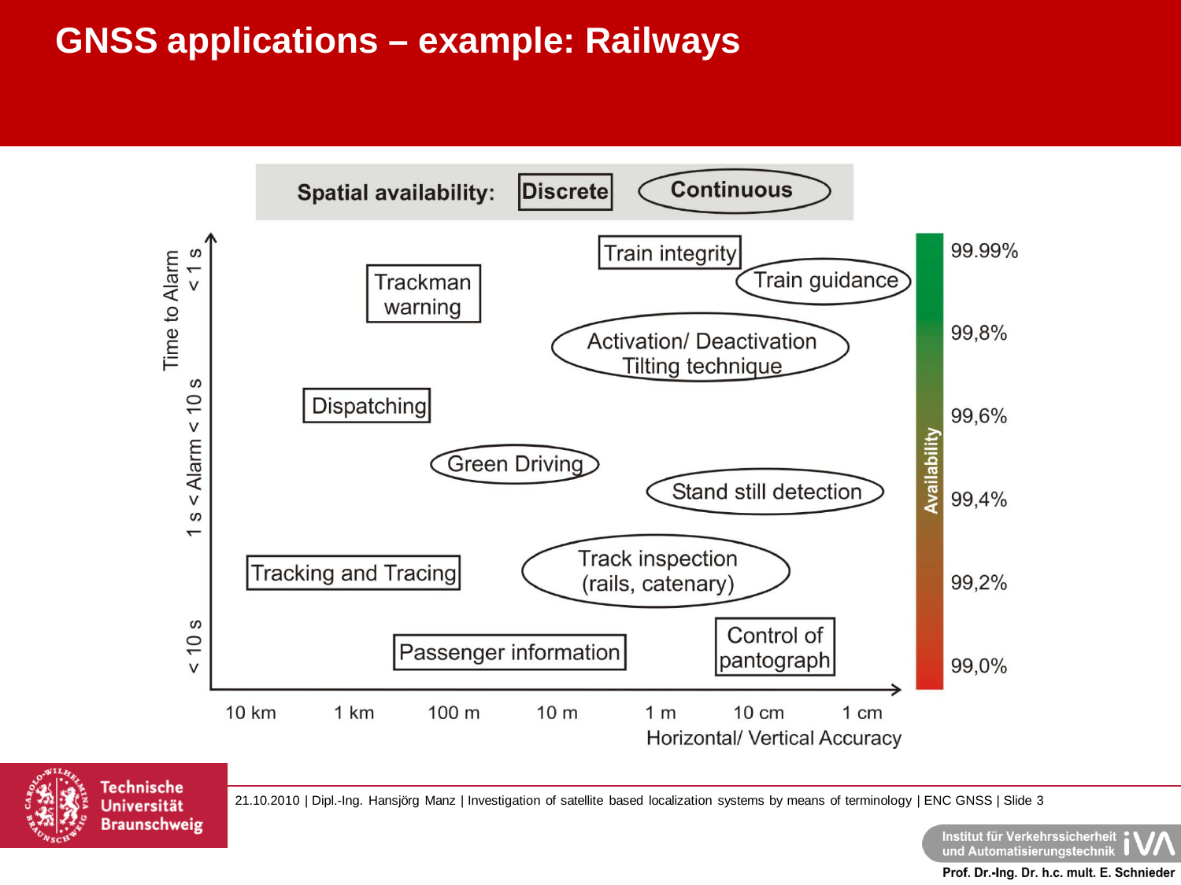# GNSS applications – example: Railways

Spatial availability: Discrete | Continuous

Time to Alarm: < 1 s; 1 s < Alarm < 10 s; < 10 s

- Trackman warning
- Train integrity
- Train guidance
- Activation/ Deactivation Tilting technique
- Dispatching
- Green Driving
- Stand still detection
- Tracking and Tracing
- Track inspection (rails, catenary)
- Passenger information
- Control of pantograph

Horizontal/ Vertical Accuracy: 10 km, 1 km, 100 m, 10 m, 1 m, 10 cm, 1 cm

Availability: 99.99%, 99,8%, 99,6%, 99,4%, 99,2%, 99,0%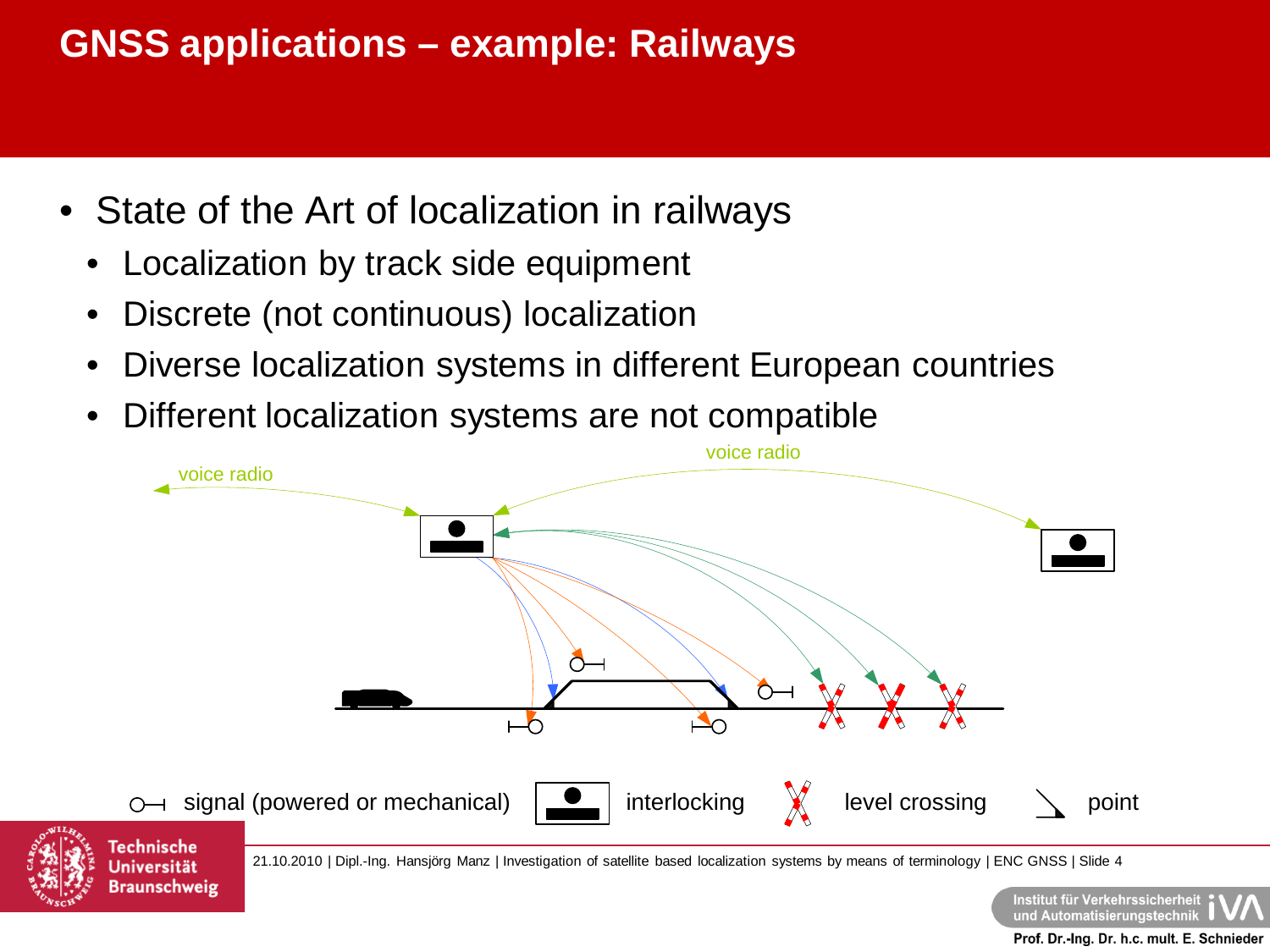# GNSS applications – example: Railways

- State of the Art of localization in railways
  - Localization by track side equipment
  - Discrete (not continuous) localization
  - Diverse localization systems in different European countries
  - Different localization systems are not compatible

voice radio

voice radio

signal (powered or mechanical) | interlocking | level crossing | point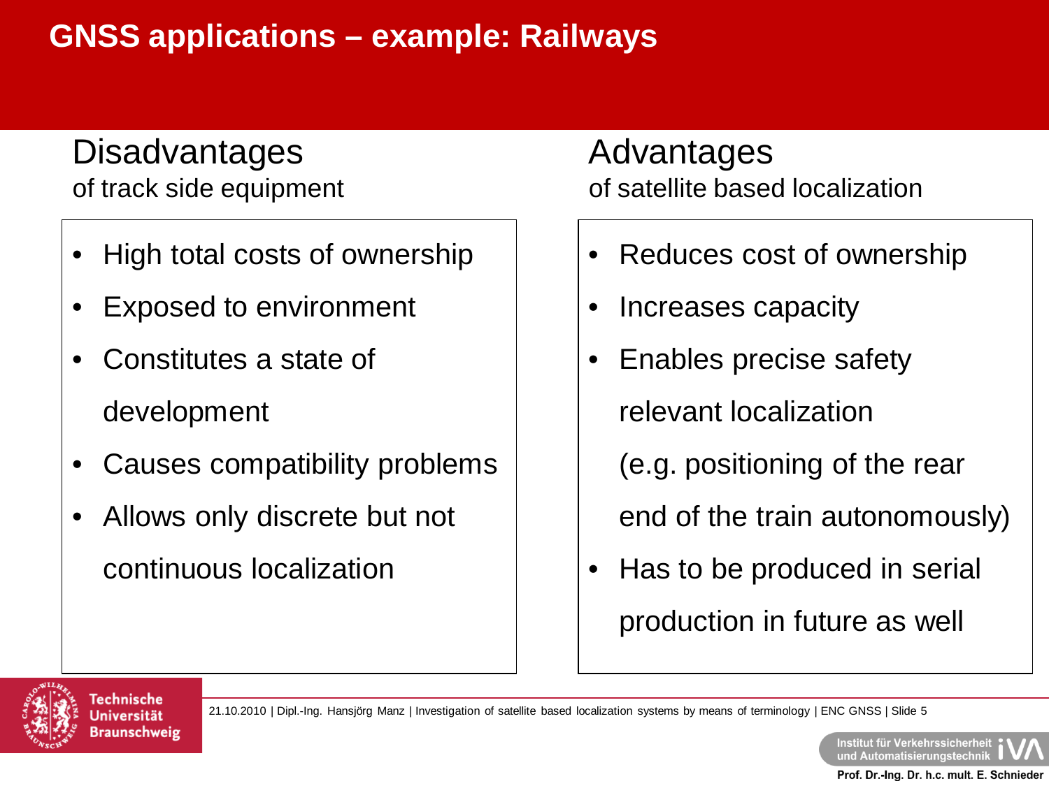# GNSS applications – example: Railways

## Disadvantages

of track side equipment

- High total costs of ownership
- Exposed to environment
- Constitutes a state of development
- Causes compatibility problems
- Allows only discrete but not continuous localization

## Advantages

of satellite based localization

- Reduces cost of ownership
- Increases capacity
- Enables precise safety relevant localization (e.g. positioning of the rear end of the train autonomously)
- Has to be produced in serial production in future as well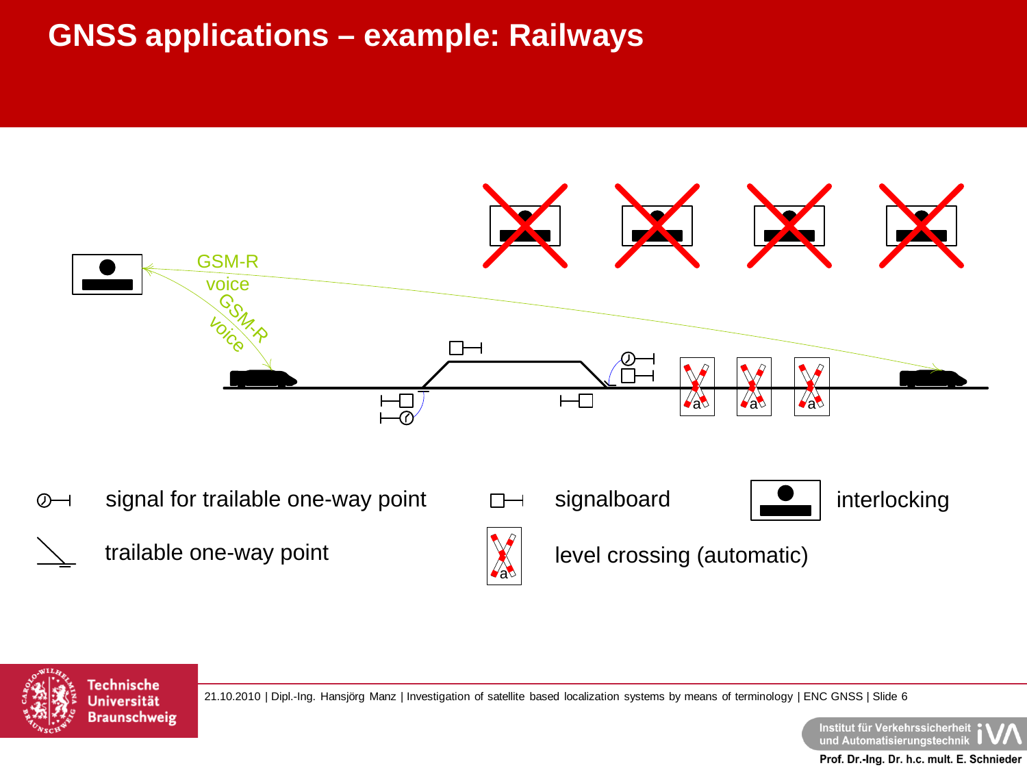# GNSS applications – example: Railways

GSM-R voice

GSM-R voice

signal for trailable one-way point

trailable one-way point

signalboard

level crossing (automatic)

interlocking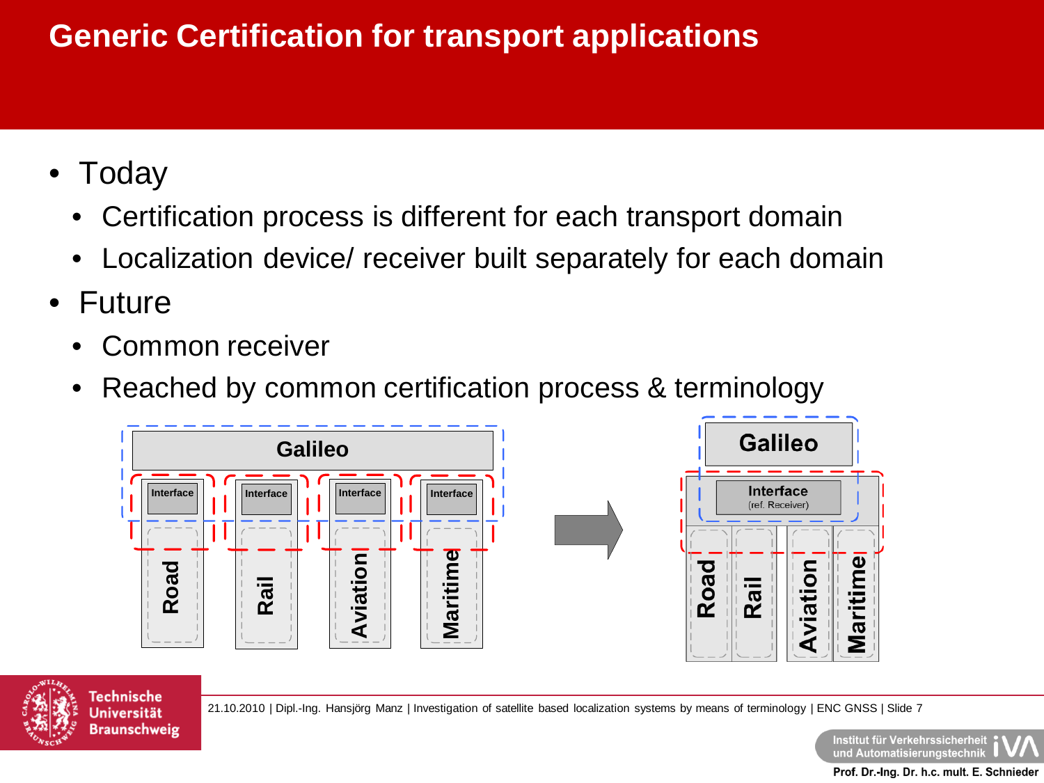# Generic Certification for transport applications

- Today
  - Certification process is different for each transport domain
  - Localization device/ receiver built separately for each domain
- Future
  - Common receiver
  - Reached by common certification process & terminology

Galileo

Interface | Interface | Interface | Interface

Road | Rail | Aviation | Maritime

Galileo

Interface (ref. Receiver)

Road | Rail | Aviation | Maritime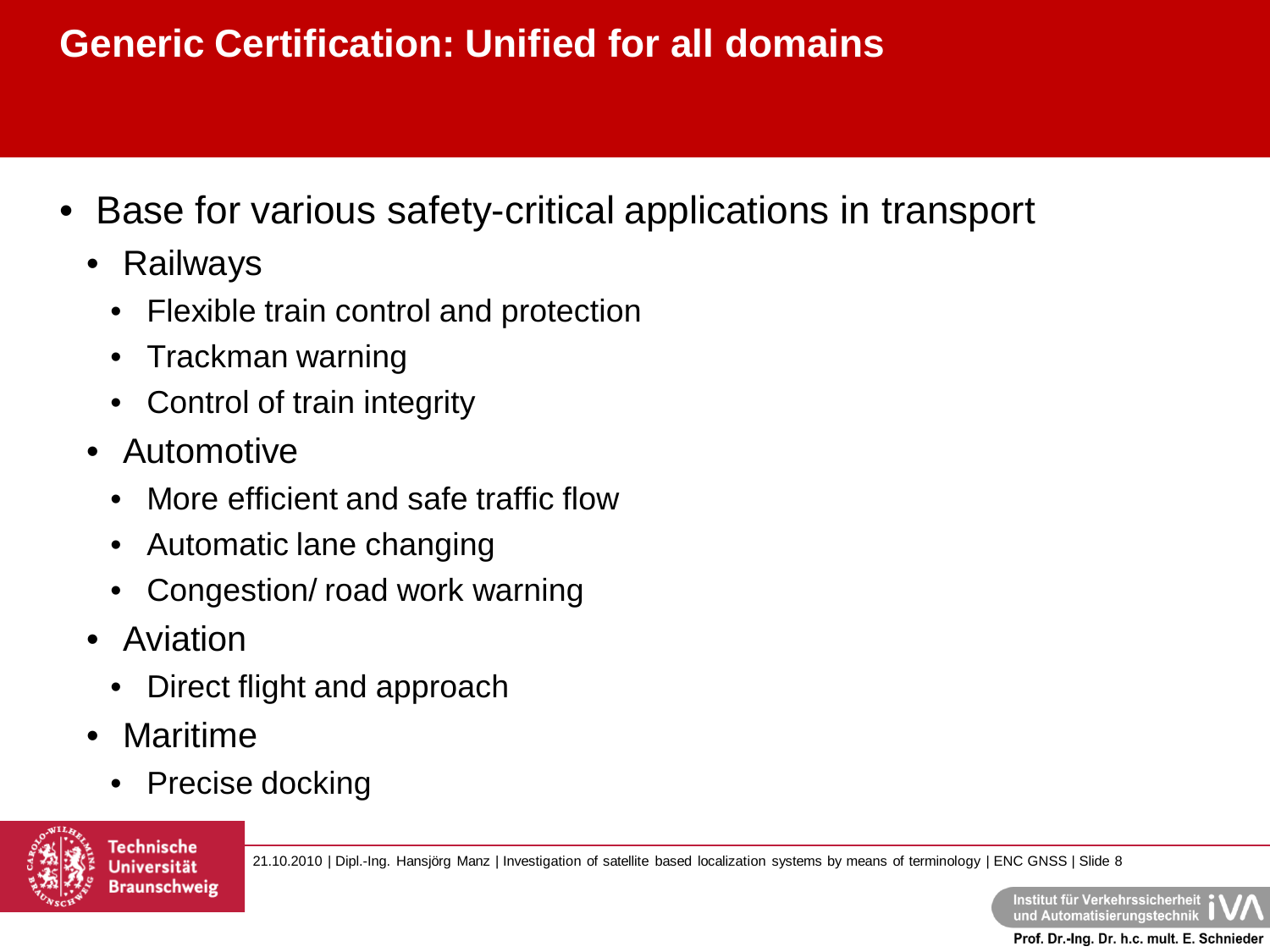# Generic Certification: Unified for all domains

- Base for various safety-critical applications in transport
  - Railways
    - Flexible train control and protection
    - Trackman warning
    - Control of train integrity
  - Automotive
    - More efficient and safe traffic flow
    - Automatic lane changing
    - Congestion/ road work warning
  - Aviation
    - Direct flight and approach
  - Maritime
    - Precise docking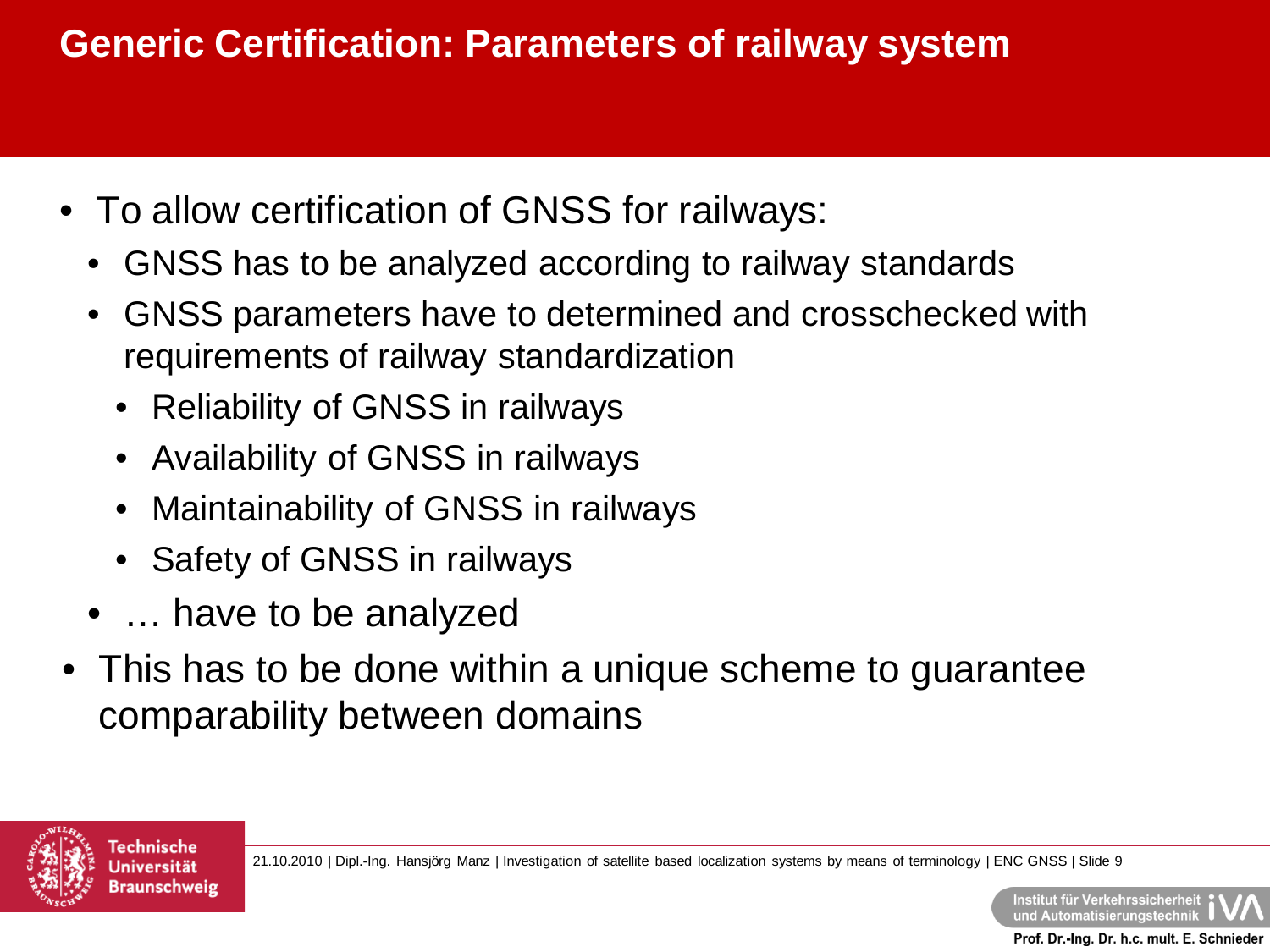# Generic Certification: Parameters of railway system

- To allow certification of GNSS for railways:
  - GNSS has to be analyzed according to railway standards
  - GNSS parameters have to determined and crosschecked with requirements of railway standardization
    - Reliability of GNSS in railways
    - Availability of GNSS in railways
    - Maintainability of GNSS in railways
    - Safety of GNSS in railways
  - … have to be analyzed
- This has to be done within a unique scheme to guarantee comparability between domains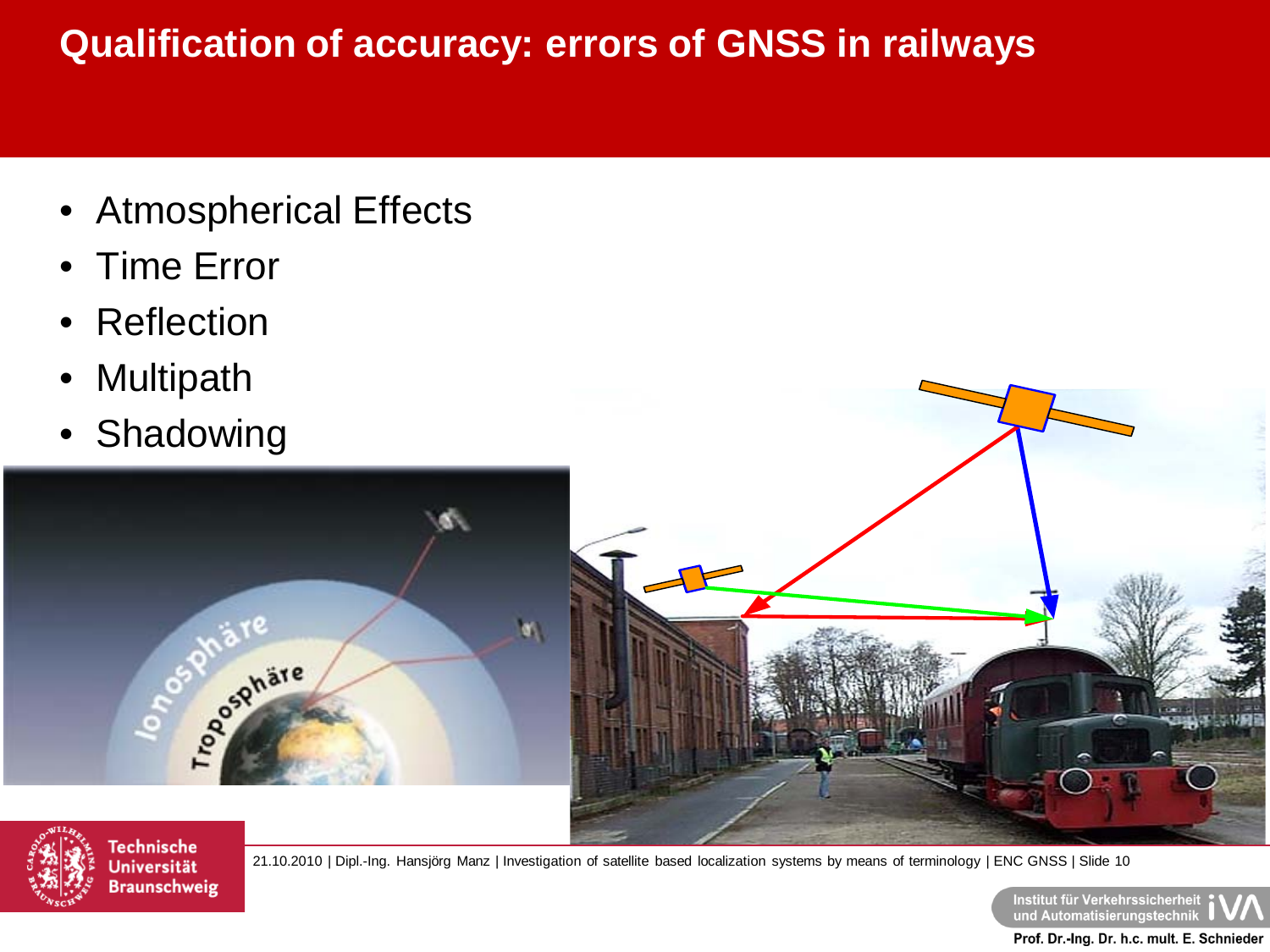# Qualification of accuracy: errors of GNSS in railways

- Atmospherical Effects
- Time Error
- Reflection
- Multipath
- Shadowing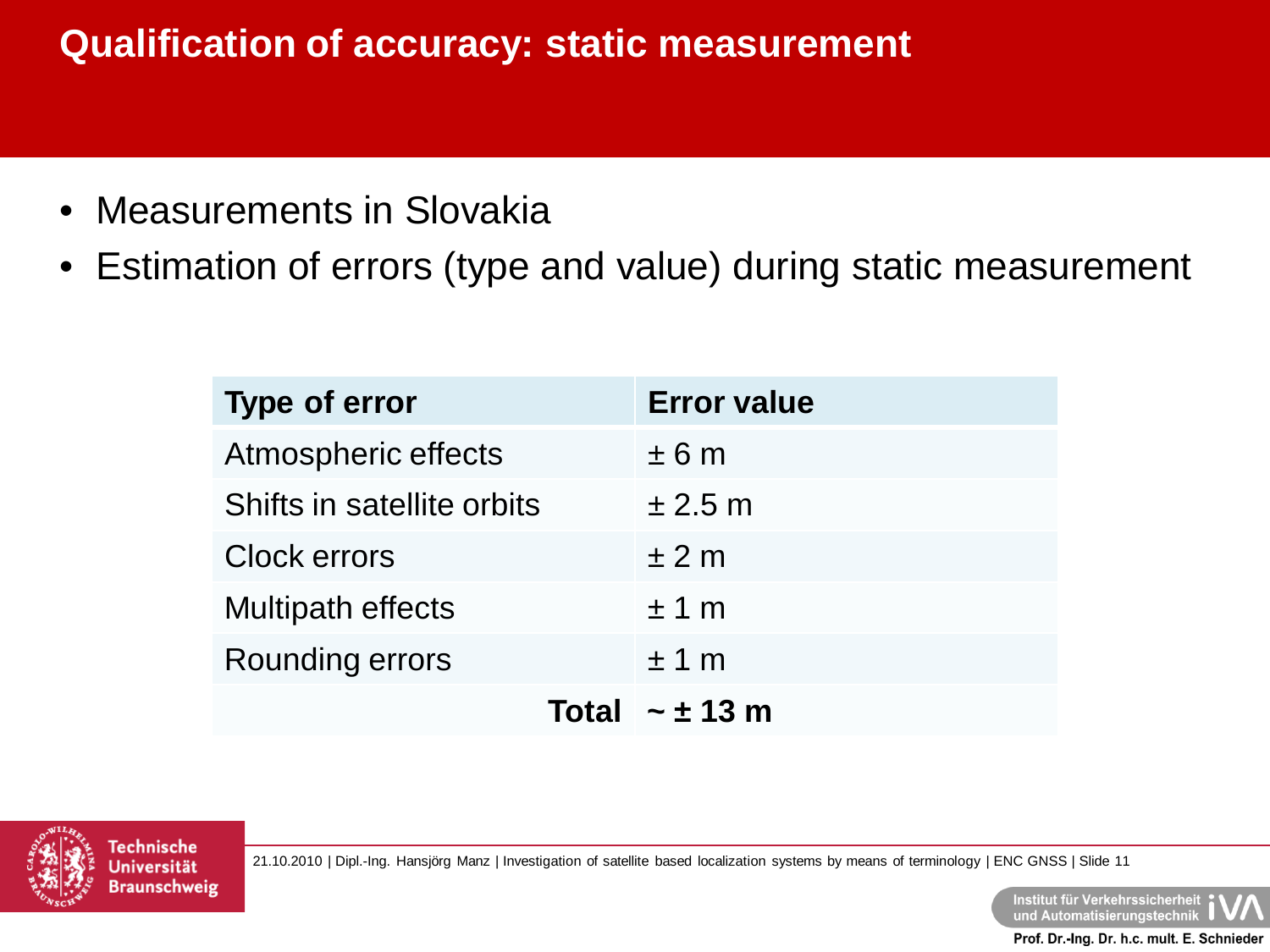# Qualification of accuracy: static measurement

- Measurements in Slovakia
- Estimation of errors (type and value) during static measurement

| Type of error | Error value |
| --- | --- |
| Atmospheric effects | ± 6 m |
| Shifts in satellite orbits | ± 2.5 m |
| Clock errors | ± 2 m |
| Multipath effects | ± 1 m |
| Rounding errors | ± 1 m |
| **Total** | **~ ± 13 m** |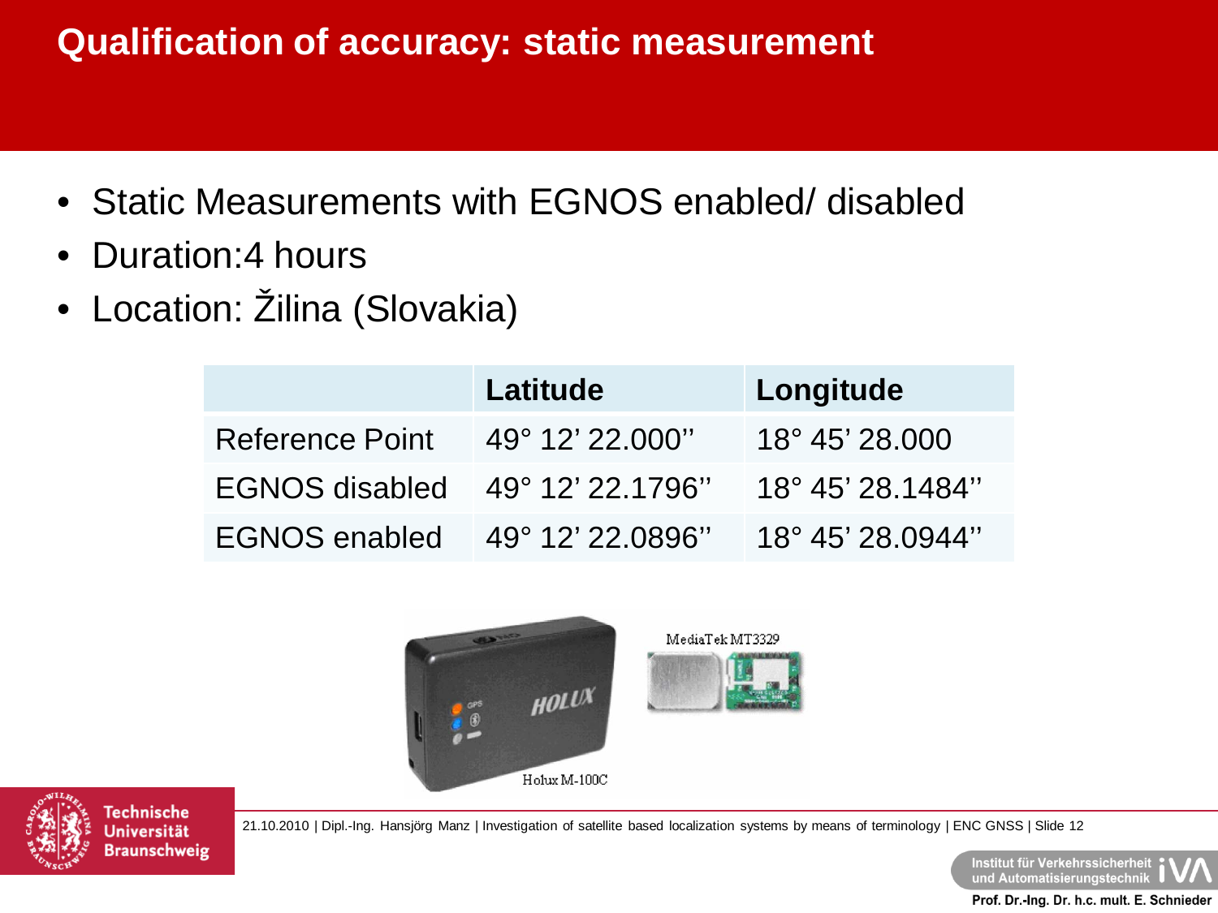# Qualification of accuracy: static measurement

- Static Measurements with EGNOS enabled/ disabled
- Duration:4 hours
- Location: Žilina (Slovakia)

| | Latitude | Longitude |
|---|---|---|
| Reference Point | 49° 12' 22.000'' | 18° 45' 28.000 |
| EGNOS disabled | 49° 12' 22.1796'' | 18° 45' 28.1484'' |
| EGNOS enabled | 49° 12' 22.0896'' | 18° 45' 28.0944'' |

Holux M-100C

MediaTek MT3329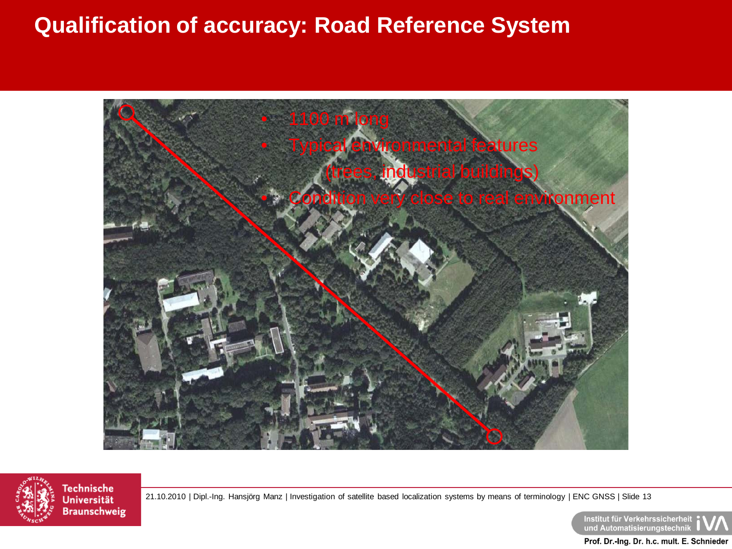# Qualification of accuracy: Road Reference System

- 1100 m long
- Typical environmental features (trees, industrial buildings)
- Condition very close to real environment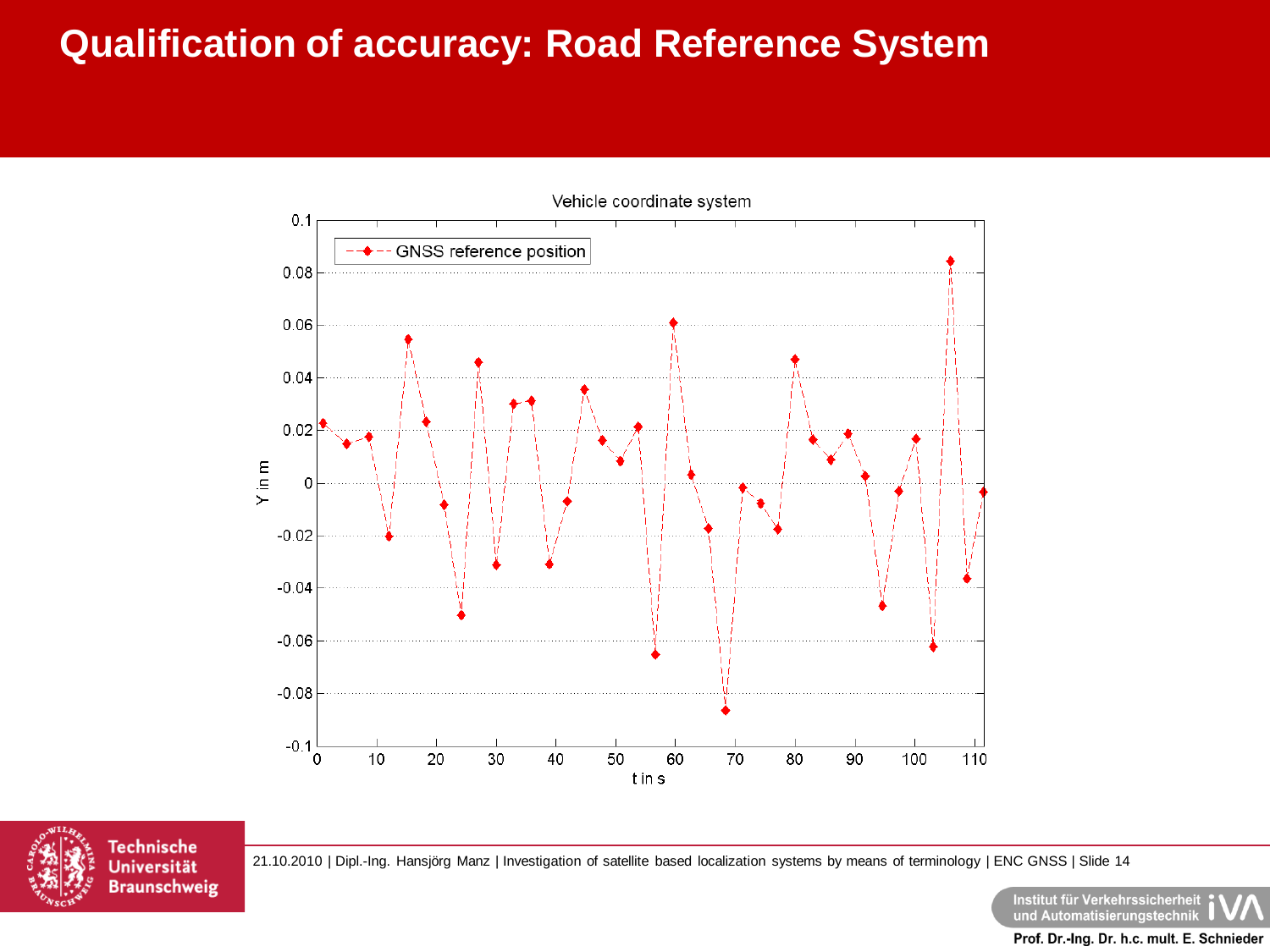# Qualification of accuracy: Road Reference System

Vehicle coordinate system

GNSS reference position

Y in m

t in s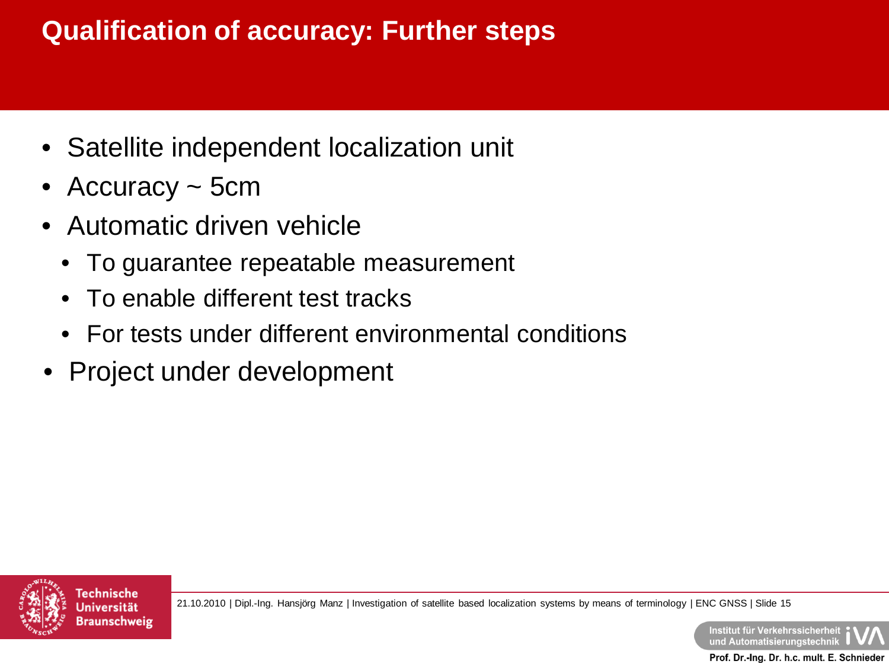# Qualification of accuracy: Further steps

- Satellite independent localization unit
- Accuracy ~ 5cm
- Automatic driven vehicle
  - To guarantee repeatable measurement
  - To enable different test tracks
  - For tests under different environmental conditions
- Project under development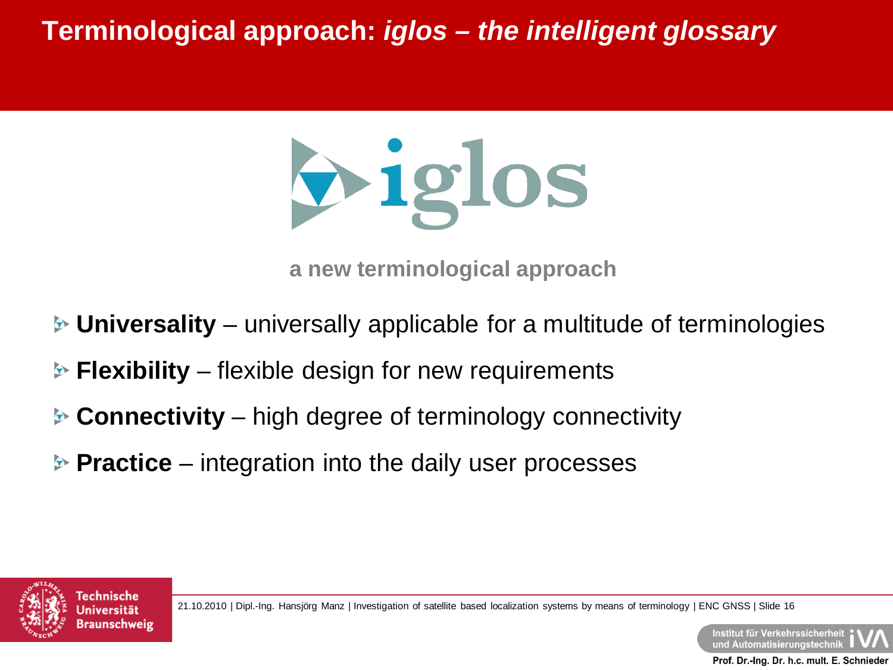# Terminological approach: *iglos – the intelligent glossary*

iglos

**a new terminological approach**

- **Universality** – universally applicable for a multitude of terminologies
- **Flexibility** – flexible design for new requirements
- **Connectivity** – high degree of terminology connectivity
- **Practice** – integration into the daily user processes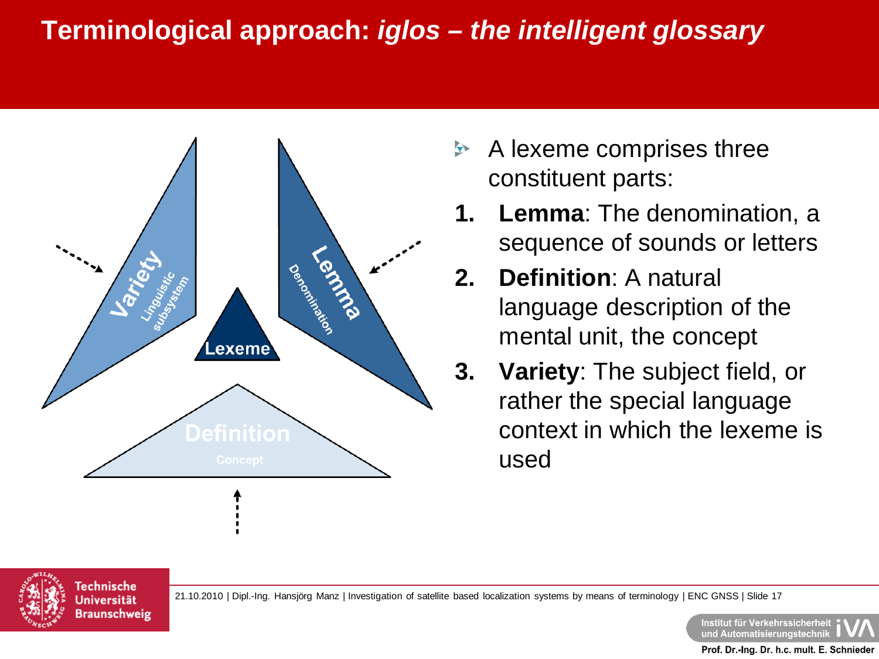# Terminological approach: *iglos – the intelligent glossary*

Variety
Linguistic subsystem

Lemma
Denomination

Lexeme

Definition
Concept

- A lexeme comprises three constituent parts:

1. **Lemma**: The denomination, a sequence of sounds or letters
2. **Definition**: A natural language description of the mental unit, the concept
3. **Variety**: The subject field, or rather the special language context in which the lexeme is used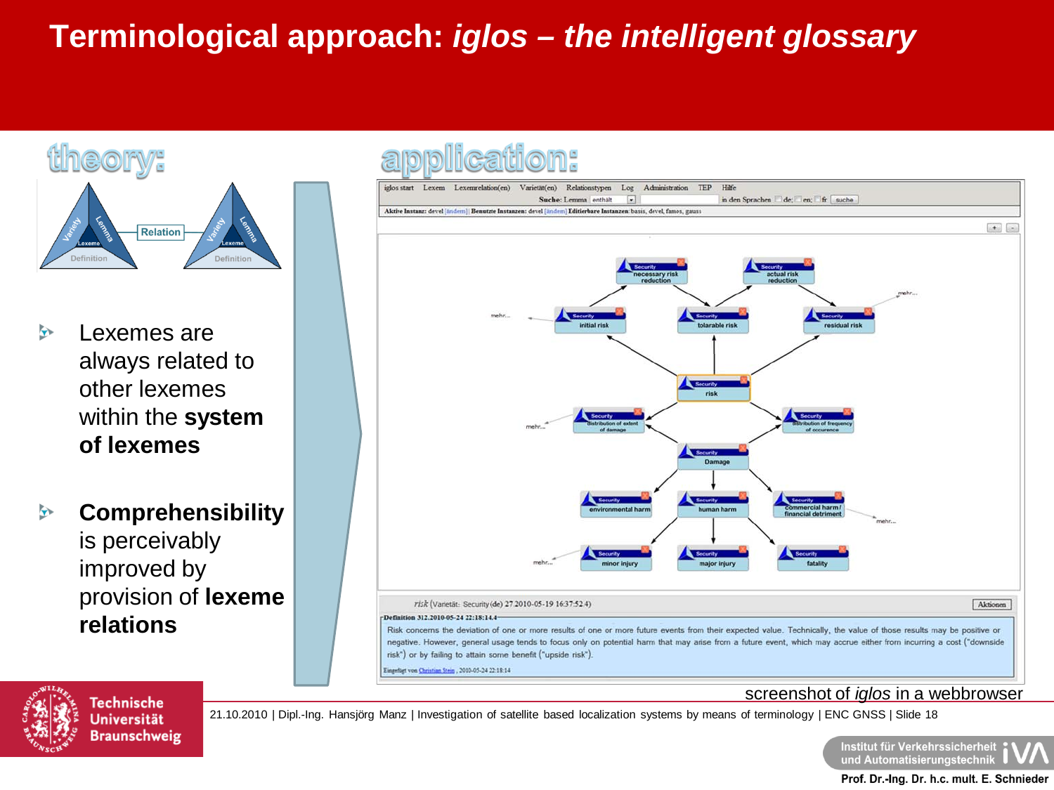# Terminological approach: *iglos – the intelligent glossary*

## theory:

Relation

- Lexemes are always related to other lexemes within the **system of lexemes**
- **Comprehensibility** is perceivably improved by provision of **lexeme relations**

## application:

risk (Varietät: Security (de) 27 2010-05-19 16:37:52 4)

Definition 312.2010-05-24 22:18:14.4

Risk concerns the deviation of one or more results of one or more future events from their expected value. Technically, the value of those results may be positive or negative. However, general usage tends to focus only on potential harm that may arise from a future event, which may accrue either from incurring a cost ("downside risk") or by failing to attain some benefit ("upside risk").

screenshot of *iglos* in a webbrowser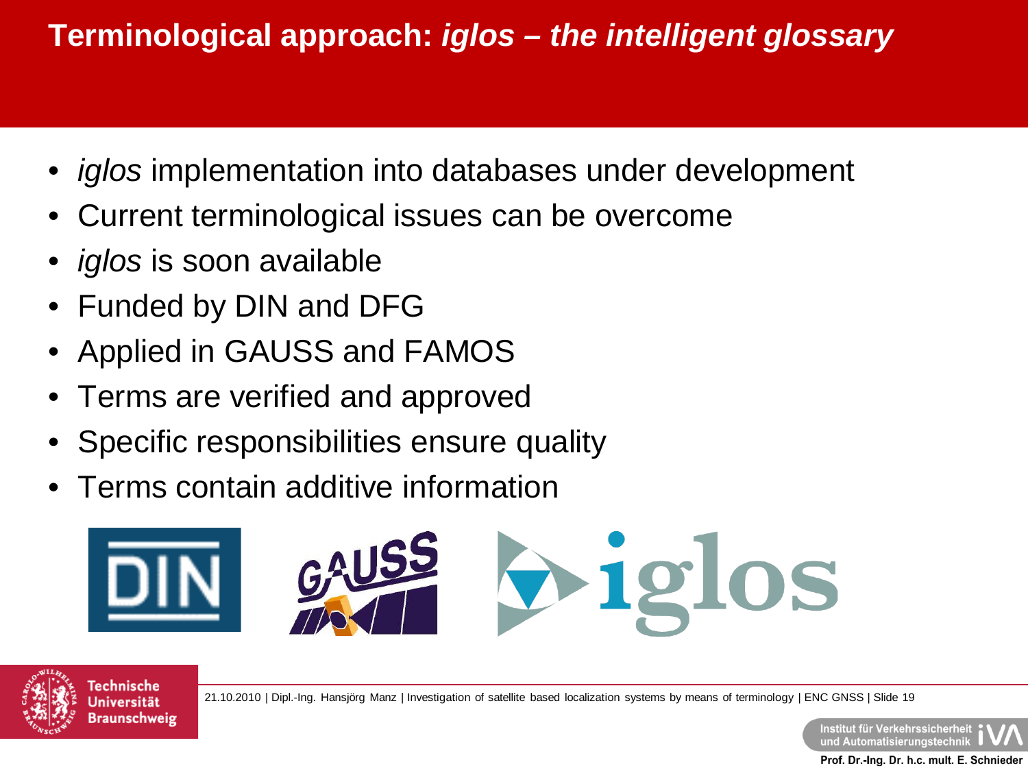# Terminological approach: *iglos – the intelligent glossary*

- *iglos* implementation into databases under development
- Current terminological issues can be overcome
- *iglos* is soon available
- Funded by DIN and DFG
- Applied in GAUSS and FAMOS
- Terms are verified and approved
- Specific responsibilities ensure quality
- Terms contain additive information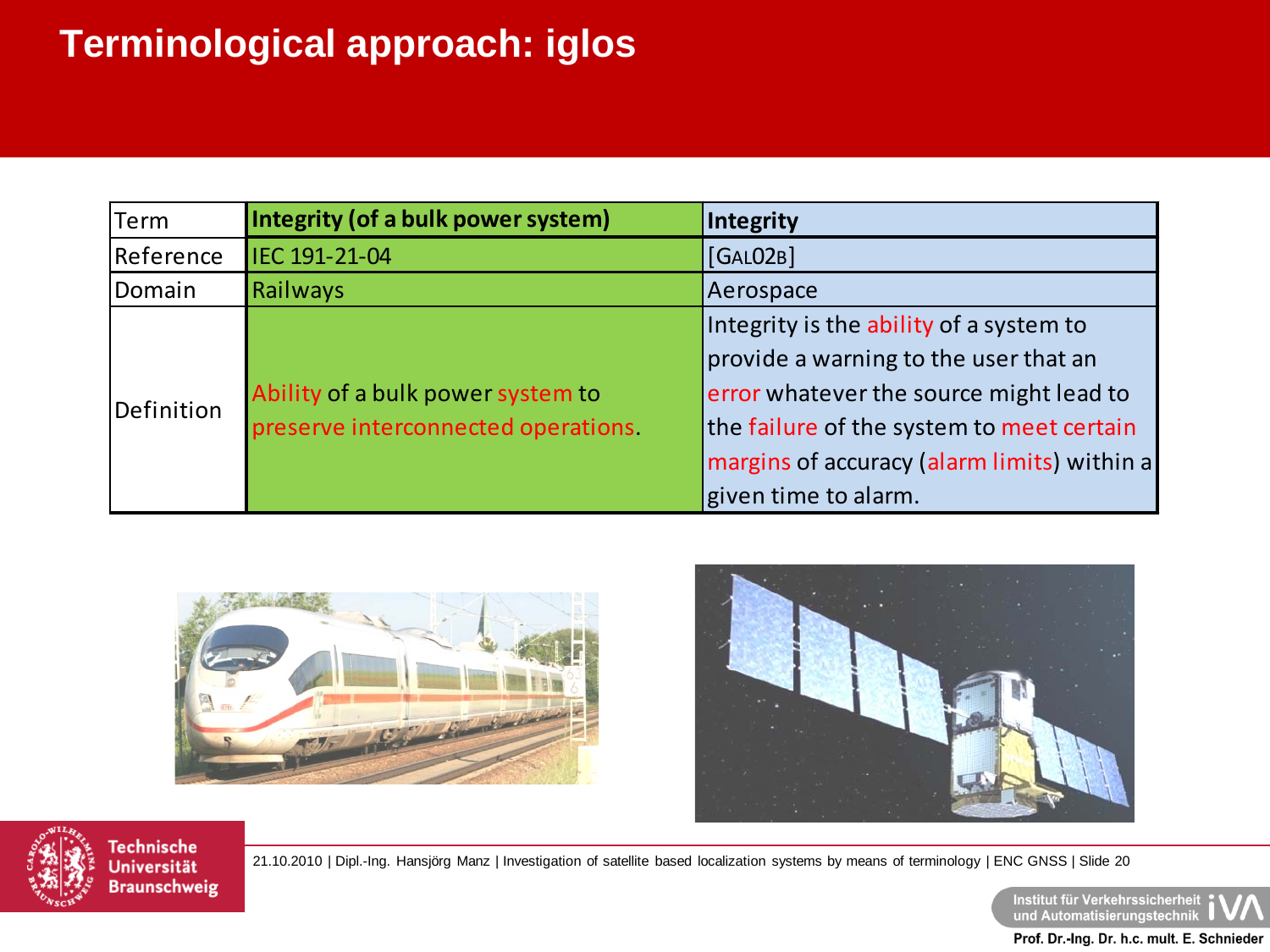# Terminological approach: iglos

| Term | **Integrity (of a bulk power system)** | **Integrity** |
|---|---|---|
| Reference | IEC 191-21-04 | [GAL02B] |
| Domain | Railways | Aerospace |
| Definition | Ability of a bulk power system to preserve interconnected operations. | Integrity is the ability of a system to provide a warning to the user that an error whatever the source might lead to the failure of the system to meet certain margins of accuracy (alarm limits) within a given time to alarm. |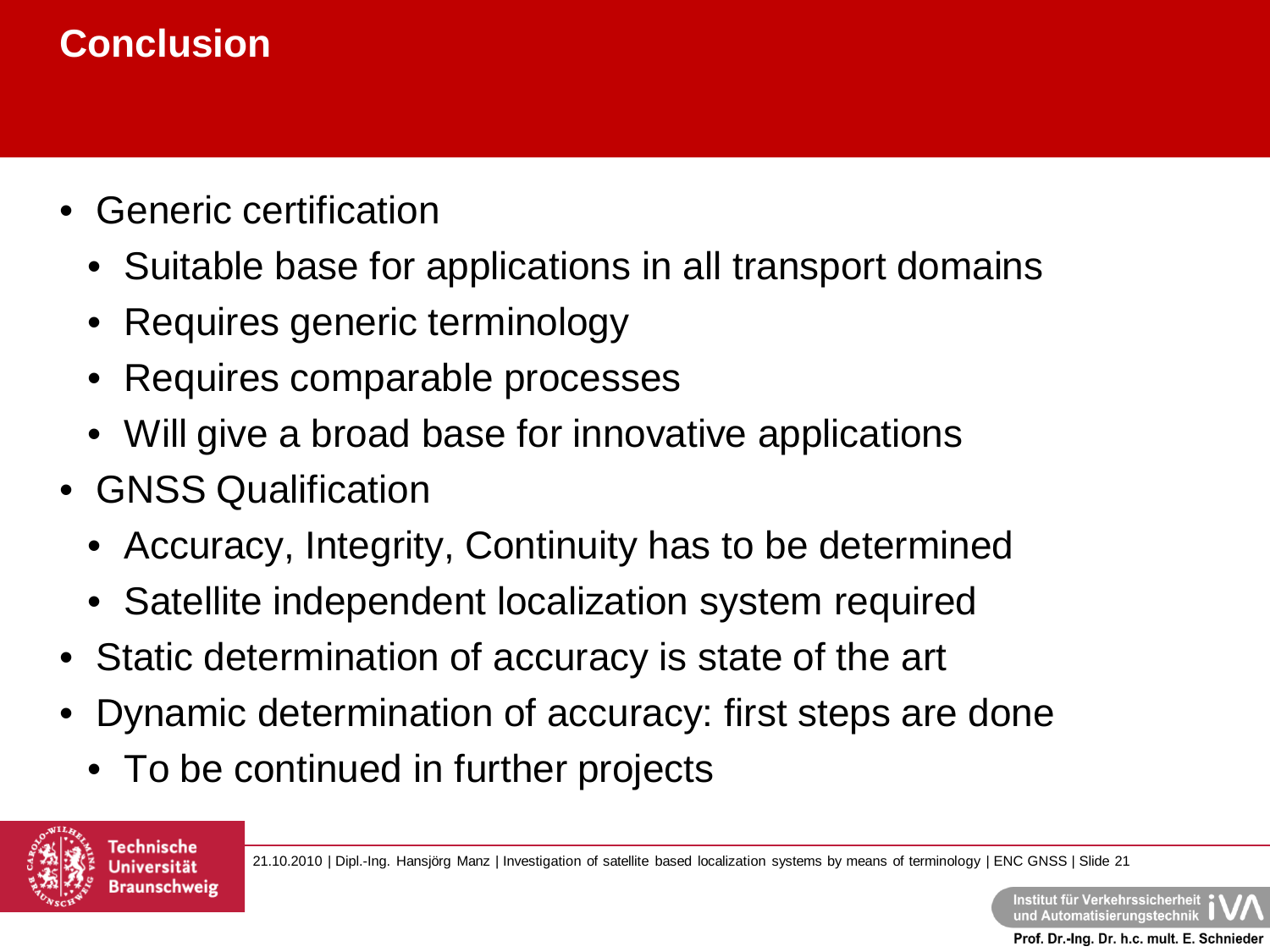# Conclusion

- Generic certification
  - Suitable base for applications in all transport domains
  - Requires generic terminology
  - Requires comparable processes
  - Will give a broad base for innovative applications
- GNSS Qualification
  - Accuracy, Integrity, Continuity has to be determined
  - Satellite independent localization system required
- Static determination of accuracy is state of the art
- Dynamic determination of accuracy: first steps are done
  - To be continued in further projects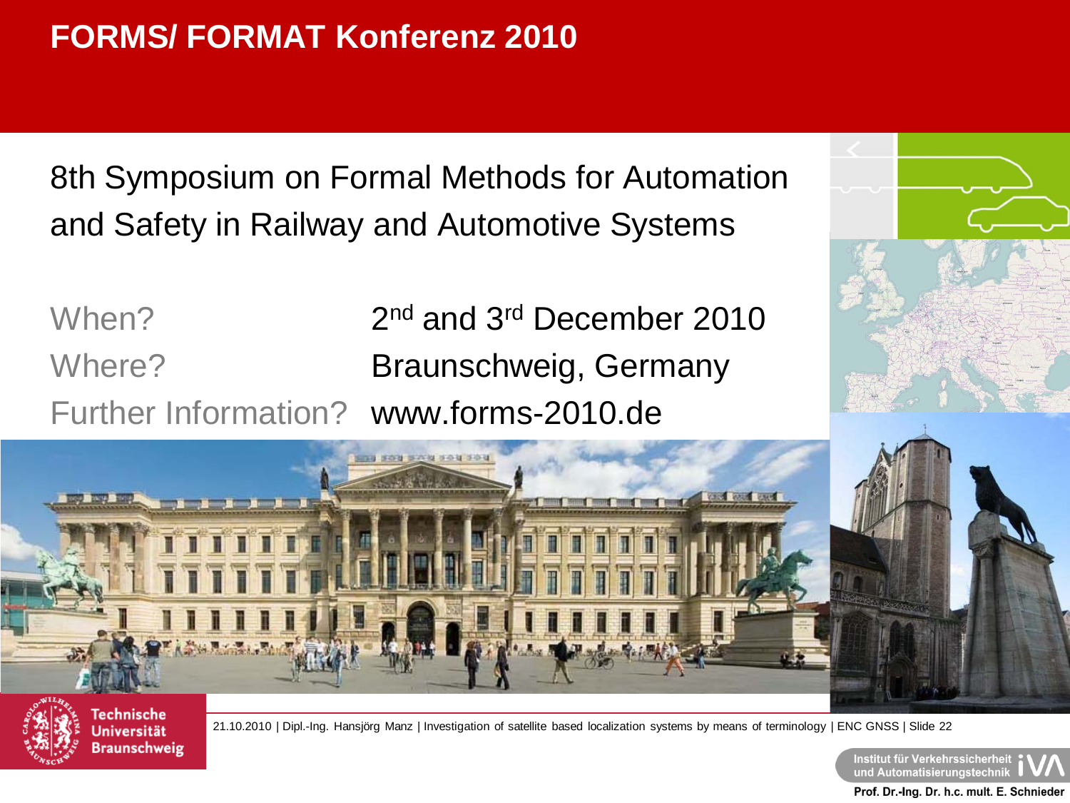# FORMS/ FORMAT Konferenz 2010

8th Symposium on Formal Methods for Automation and Safety in Railway and Automotive Systems

When? 2nd and 3rd December 2010

Where? Braunschweig, Germany

Further Information? www.forms-2010.de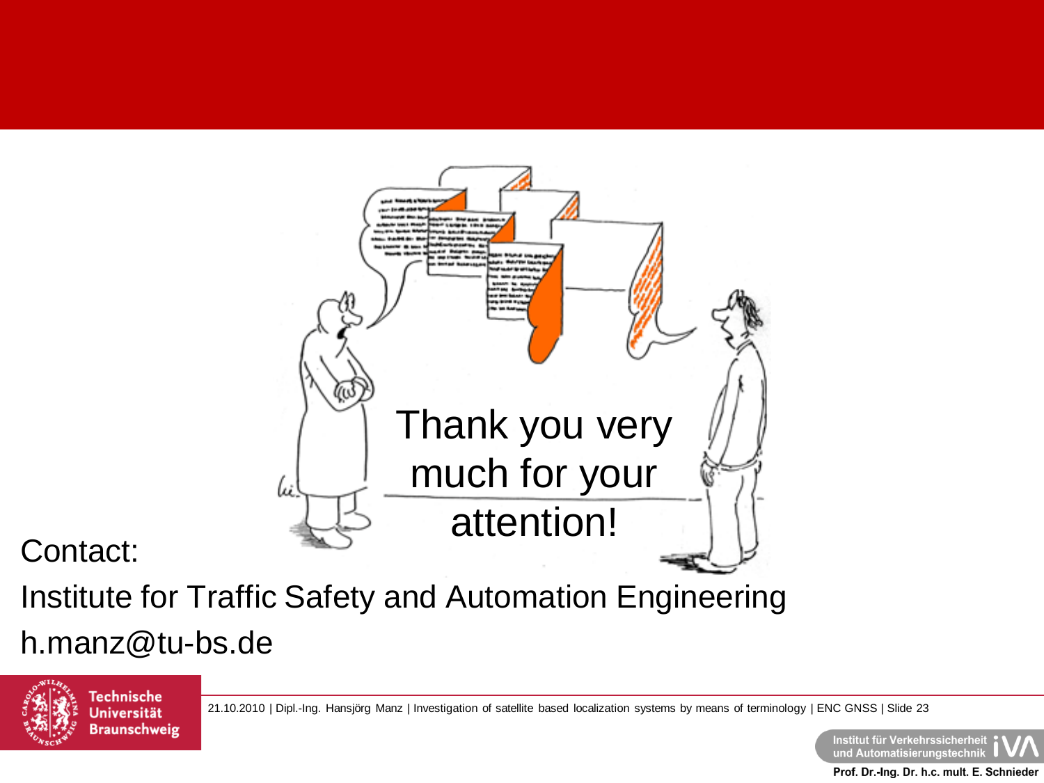Thank you very much for your attention!

Contact:

Institute for Traffic Safety and Automation Engineering

h.manz@tu-bs.de